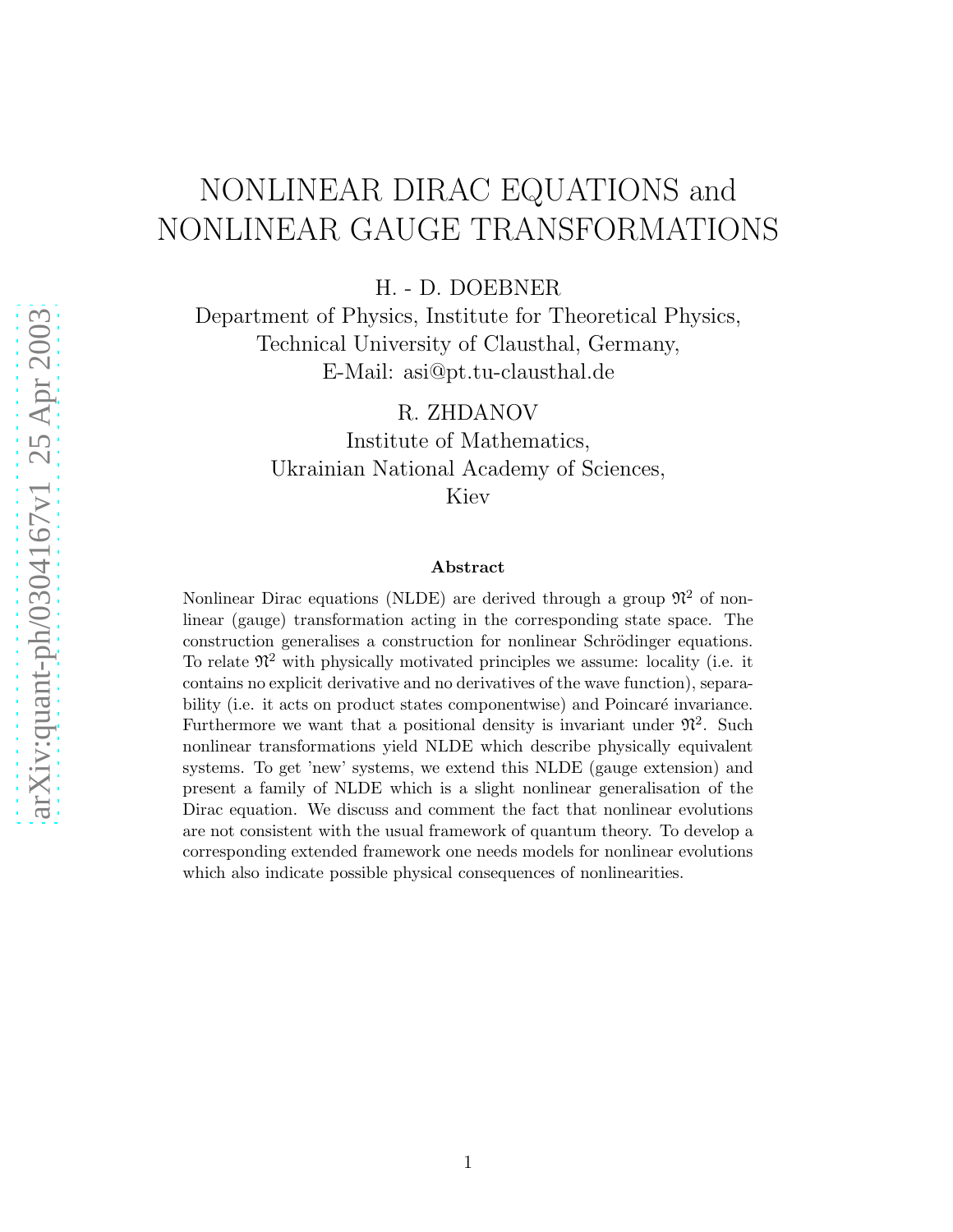# NONLINEAR DIRAC EQUATIONS and NONLINEAR GAUGE TRANSFORMATIONS

H. - D. DOEBNER

Department of Physics, Institute for Theoretical Physics,
Technical University of Clausthal, Germany,
E-Mail: asi@pt.tu-clausthal.de

R. ZHDANOV

Institute of Mathematics,
Ukrainian National Academy of Sciences,
Kiev

### Abstract

Nonlinear Dirac equations (NLDE) are derived through a group $\mathfrak{N}^2$ of nonlinear (gauge) transformation acting in the corresponding state space. The construction generalises a construction for nonlinear Schrödinger equations. To relate $\mathfrak{N}^2$ with physically motivated principles we assume: locality (i.e. it contains no explicit derivative and no derivatives of the wave function), separability (i.e. it acts on product states componentwise) and Poincaré invariance. Furthermore we want that a positional density is invariant under $\mathfrak{N}^2$. Such nonlinear transformations yield NLDE which describe physically equivalent systems. To get 'new' systems, we extend this NLDE (gauge extension) and present a family of NLDE which is a slight nonlinear generalisation of the Dirac equation. We discuss and comment the fact that nonlinear evolutions are not consistent with the usual framework of quantum theory. To develop a corresponding extended framework one needs models for nonlinear evolutions which also indicate possible physical consequences of nonlinearities.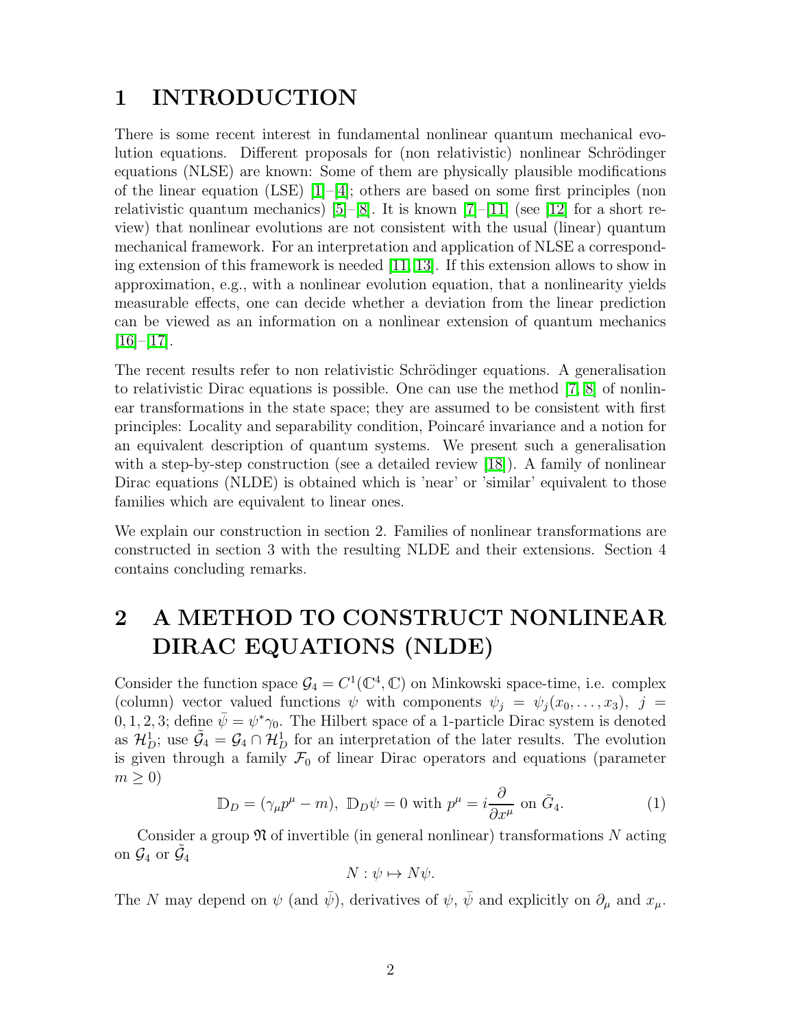# 1 INTRODUCTION

There is some recent interest in fundamental nonlinear quantum mechanical evolution equations. Different proposals for (non relativistic) nonlinear Schrödinger equations (NLSE) are known: Some of them are physically plausible modifications of the linear equation (LSE) [1]–[4]; others are based on some first principles (non relativistic quantum mechanics) [5]–[8]. It is known [7]–[11] (see [12] for a short review) that nonlinear evolutions are not consistent with the usual (linear) quantum mechanical framework. For an interpretation and application of NLSE a corresponding extension of this framework is needed [11, 13]. If this extension allows to show in approximation, e.g., with a nonlinear evolution equation, that a nonlinearity yields measurable effects, one can decide whether a deviation from the linear prediction can be viewed as an information on a nonlinear extension of quantum mechanics [16]–[17].

The recent results refer to non relativistic Schrödinger equations. A generalisation to relativistic Dirac equations is possible. One can use the method [7, 8] of nonlinear transformations in the state space; they are assumed to be consistent with first principles: Locality and separability condition, Poincaré invariance and a notion for an equivalent description of quantum systems. We present such a generalisation with a step-by-step construction (see a detailed review [18]). A family of nonlinear Dirac equations (NLDE) is obtained which is 'near' or 'similar' equivalent to those families which are equivalent to linear ones.

We explain our construction in section 2. Families of nonlinear transformations are constructed in section 3 with the resulting NLDE and their extensions. Section 4 contains concluding remarks.

# 2 A METHOD TO CONSTRUCT NONLINEAR DIRAC EQUATIONS (NLDE)

Consider the function space $\mathcal{G}_4 = C^1(\mathbb{C}^4, \mathbb{C})$ on Minkowski space-time, i.e. complex (column) vector valued functions $\psi$ with components $\psi_j = \psi_j(x_0, \ldots, x_3)$, $j = 0, 1, 2, 3$; define $\bar{\psi} = \psi^* \gamma_0$. The Hilbert space of a 1-particle Dirac system is denoted as $\mathcal{H}^1_D$; use $\tilde{\mathcal{G}}_4 = \mathcal{G}_4 \cap \mathcal{H}^1_D$ for an interpretation of the later results. The evolution is given through a family $\mathcal{F}_0$ of linear Dirac operators and equations (parameter $m \geq 0$)

$$\mathbb{D}_D = (\gamma_\mu p^\mu - m),\ \mathbb{D}_D \psi = 0 \text{ with } p^\mu = i\frac{\partial}{\partial x^\mu} \text{ on } \tilde{G}_4. \tag{1}$$

Consider a group $\mathfrak{N}$ of invertible (in general nonlinear) transformations $N$ acting on $\mathcal{G}_4$ or $\tilde{\mathcal{G}}_4$

$$N : \psi \mapsto N\psi.$$

The $N$ may depend on $\psi$ (and $\bar{\psi}$), derivatives of $\psi$, $\bar{\psi}$ and explicitly on $\partial_\mu$ and $x_\mu$.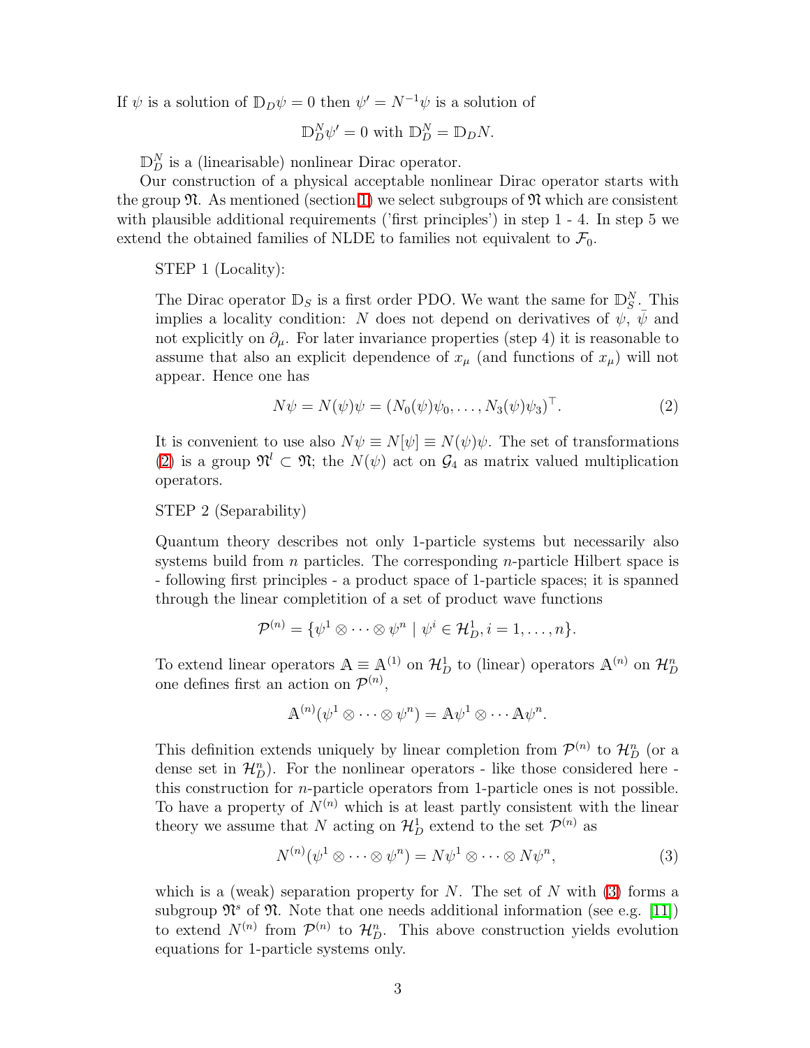If $\psi$ is a solution of $\mathbb{D}_D\psi = 0$ then $\psi' = N^{-1}\psi$ is a solution of

$$\mathbb{D}_D^N\psi' = 0 \text{ with } \mathbb{D}_D^N = \mathbb{D}_D N.$$

$\mathbb{D}_D^N$ is a (linearisable) nonlinear Dirac operator.

Our construction of a physical acceptable nonlinear Dirac operator starts with the group $\mathfrak{N}$. As mentioned (section 1) we select subgroups of $\mathfrak{N}$ which are consistent with plausible additional requirements ('first principles') in step 1 - 4. In step 5 we extend the obtained families of NLDE to families not equivalent to $\mathcal{F}_0$.

STEP 1 (Locality):

The Dirac operator $\mathbb{D}_S$ is a first order PDO. We want the same for $\mathbb{D}_S^N$. This implies a locality condition: $N$ does not depend on derivatives of $\psi$, $\bar{\psi}$ and not explicitly on $\partial_\mu$. For later invariance properties (step 4) it is reasonable to assume that also an explicit dependence of $x_\mu$ (and functions of $x_\mu$) will not appear. Hence one has

$$N\psi = N(\psi)\psi = (N_0(\psi)\psi_0, \ldots, N_3(\psi)\psi_3)^\top. \tag{2}$$

It is convenient to use also $N\psi \equiv N[\psi] \equiv N(\psi)\psi$. The set of transformations (2) is a group $\mathfrak{N}^l \subset \mathfrak{N}$; the $N(\psi)$ act on $\mathcal{G}_4$ as matrix valued multiplication operators.

STEP 2 (Separability)

Quantum theory describes not only 1-particle systems but necessarily also systems build from $n$ particles. The corresponding $n$-particle Hilbert space is - following first principles - a product space of 1-particle spaces; it is spanned through the linear completition of a set of product wave functions

$$\mathcal{P}^{(n)} = \{\psi^1 \otimes \cdots \otimes \psi^n \mid \psi^i \in \mathcal{H}_D^1, i = 1, \ldots, n\}.$$

To extend linear operators $\mathbb{A} \equiv \mathbb{A}^{(1)}$ on $\mathcal{H}_D^1$ to (linear) operators $\mathbb{A}^{(n)}$ on $\mathcal{H}_D^n$ one defines first an action on $\mathcal{P}^{(n)}$,

$$\mathbb{A}^{(n)}(\psi^1 \otimes \cdots \otimes \psi^n) = \mathbb{A}\psi^1 \otimes \cdots \mathbb{A}\psi^n.$$

This definition extends uniquely by linear completion from $\mathcal{P}^{(n)}$ to $\mathcal{H}_D^n$ (or a dense set in $\mathcal{H}_D^n$). For the nonlinear operators - like those considered here - this construction for $n$-particle operators from 1-particle ones is not possible. To have a property of $N^{(n)}$ which is at least partly consistent with the linear theory we assume that $N$ acting on $\mathcal{H}_D^1$ extend to the set $\mathcal{P}^{(n)}$ as

$$N^{(n)}(\psi^1 \otimes \cdots \otimes \psi^n) = N\psi^1 \otimes \cdots \otimes N\psi^n, \tag{3}$$

which is a (weak) separation property for $N$. The set of $N$ with (3) forms a subgroup $\mathfrak{N}^s$ of $\mathfrak{N}$. Note that one needs additional information (see e.g. [11]) to extend $N^{(n)}$ from $\mathcal{P}^{(n)}$ to $\mathcal{H}_D^n$. This above construction yields evolution equations for 1-particle systems only.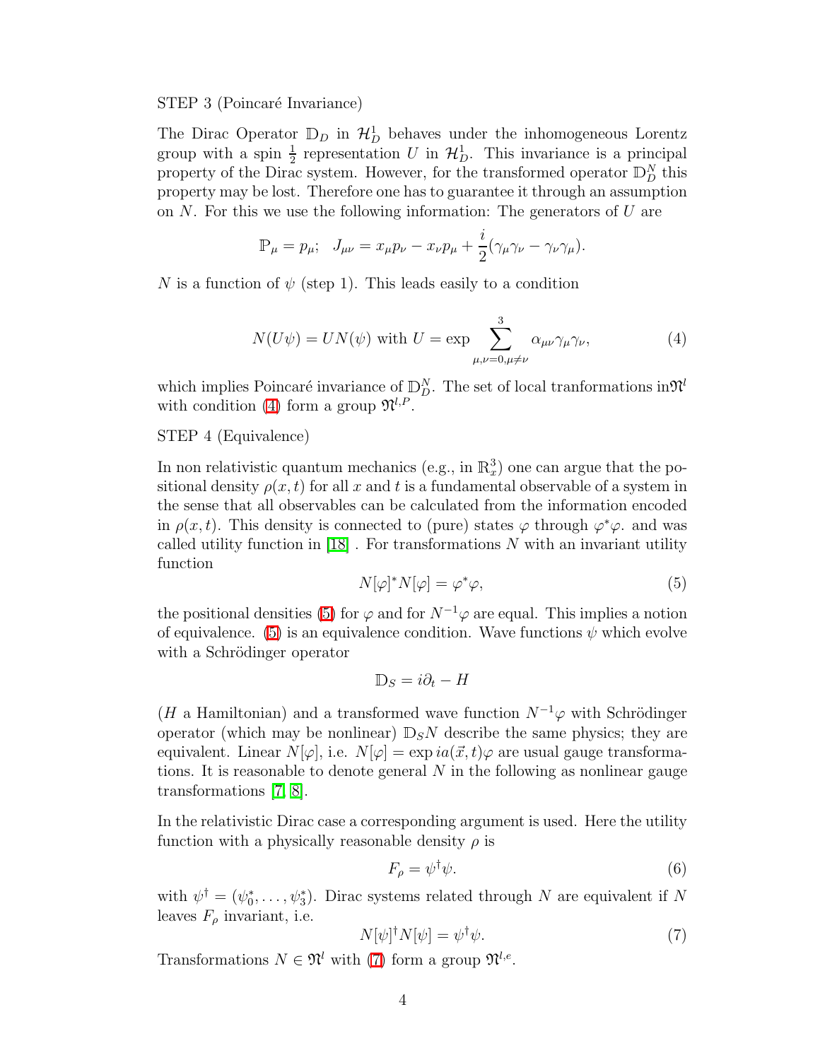STEP 3 (Poincaré Invariance)

The Dirac Operator $\mathbb{D}_D$ in $\mathcal{H}_D^1$ behaves under the inhomogeneous Lorentz group with a spin $\frac{1}{2}$ representation $U$ in $\mathcal{H}_D^1$. This invariance is a principal property of the Dirac system. However, for the transformed operator $\mathbb{D}_D^N$ this property may be lost. Therefore one has to guarantee it through an assumption on $N$. For this we use the following information: The generators of $U$ are

$$\mathbb{P}_\mu = p_\mu; \quad J_{\mu\nu} = x_\mu p_\nu - x_\nu p_\mu + \frac{i}{2}(\gamma_\mu\gamma_\nu - \gamma_\nu\gamma_\mu).$$

$N$ is a function of $\psi$ (step 1). This leads easily to a condition

$$N(U\psi) = UN(\psi) \text{ with } U = \exp \sum_{\mu,\nu=0,\mu\neq\nu}^{3} \alpha_{\mu\nu}\gamma_\mu\gamma_\nu, \tag{4}$$

which implies Poincaré invariance of $\mathbb{D}_D^N$. The set of local tranformations in$\mathfrak{N}^l$ with condition (4) form a group $\mathfrak{N}^{l,P}$.

STEP 4 (Equivalence)

In non relativistic quantum mechanics (e.g., in $\mathbb{R}_x^3$) one can argue that the positional density $\rho(x,t)$ for all $x$ and $t$ is a fundamental observable of a system in the sense that all observables can be calculated from the information encoded in $\rho(x,t)$. This density is connected to (pure) states $\varphi$ through $\varphi^*\varphi$. and was called utility function in [18] . For transformations $N$ with an invariant utility function

$$N[\varphi]^* N[\varphi] = \varphi^*\varphi, \tag{5}$$

the positional densities (5) for $\varphi$ and for $N^{-1}\varphi$ are equal. This implies a notion of equivalence. (5) is an equivalence condition. Wave functions $\psi$ which evolve with a Schrödinger operator

$$\mathbb{D}_S = i\partial_t - H$$

($H$ a Hamiltonian) and a transformed wave function $N^{-1}\varphi$ with Schrödinger operator (which may be nonlinear) $\mathbb{D}_S N$ describe the same physics; they are equivalent. Linear $N[\varphi]$, i.e. $N[\varphi] = \exp ia(\vec{x},t)\varphi$ are usual gauge transformations. It is reasonable to denote general $N$ in the following as nonlinear gauge transformations [7, 8].

In the relativistic Dirac case a corresponding argument is used. Here the utility function with a physically reasonable density $\rho$ is

$$F_\rho = \psi^\dagger\psi. \tag{6}$$

with $\psi^\dagger = (\psi_0^*, \ldots, \psi_3^*)$. Dirac systems related through $N$ are equivalent if $N$ leaves $F_\rho$ invariant, i.e.

$$N[\psi]^\dagger N[\psi] = \psi^\dagger\psi. \tag{7}$$

Transformations $N \in \mathfrak{N}^l$ with (7) form a group $\mathfrak{N}^{l,e}$.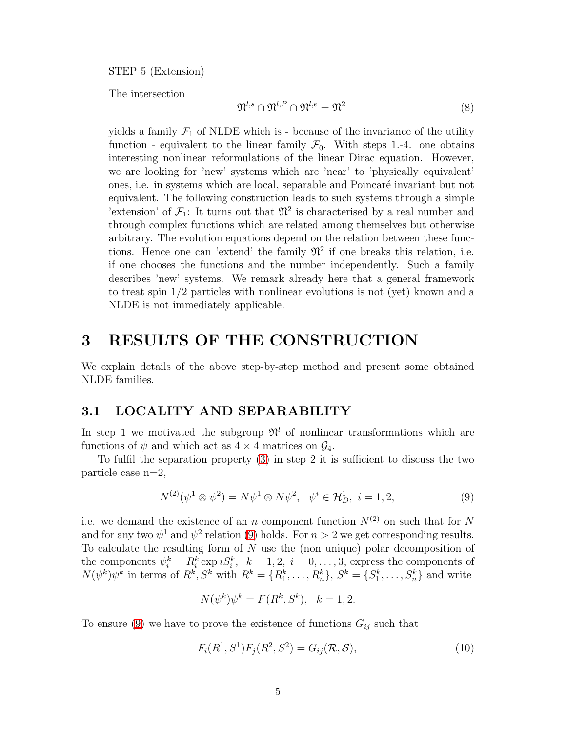STEP 5 (Extension)

The intersection

$$\mathfrak{N}^{l,s} \cap \mathfrak{N}^{l,P} \cap \mathfrak{N}^{l,e} = \mathfrak{N}^2 \tag{8}$$

yields a family $\mathcal{F}_1$ of NLDE which is - because of the invariance of the utility function - equivalent to the linear family $\mathcal{F}_0$. With steps 1.-4. one obtains interesting nonlinear reformulations of the linear Dirac equation. However, we are looking for 'new' systems which are 'near' to 'physically equivalent' ones, i.e. in systems which are local, separable and Poincaré invariant but not equivalent. The following construction leads to such systems through a simple 'extension' of $\mathcal{F}_1$: It turns out that $\mathfrak{N}^2$ is characterised by a real number and through complex functions which are related among themselves but otherwise arbitrary. The evolution equations depend on the relation between these functions. Hence one can 'extend' the family $\mathfrak{N}^2$ if one breaks this relation, i.e. if one chooses the functions and the number independently. Such a family describes 'new' systems. We remark already here that a general framework to treat spin 1/2 particles with nonlinear evolutions is not (yet) known and a NLDE is not immediately applicable.

# 3 RESULTS OF THE CONSTRUCTION

We explain details of the above step-by-step method and present some obtained NLDE families.

## 3.1 LOCALITY AND SEPARABILITY

In step 1 we motivated the subgroup $\mathfrak{N}^l$ of nonlinear transformations which are functions of $\psi$ and which act as $4 \times 4$ matrices on $\mathcal{G}_4$.

To fulfil the separation property (3) in step 2 it is sufficient to discuss the two particle case n=2,

$$N^{(2)}(\psi^1 \otimes \psi^2) = N\psi^1 \otimes N\psi^2, \quad \psi^i \in \mathcal{H}^1_D, \ i = 1, 2, \tag{9}$$

i.e. we demand the existence of an $n$ component function $N^{(2)}$ on such that for $N$ and for any two $\psi^1$ and $\psi^2$ relation (9) holds. For $n > 2$ we get corresponding results. To calculate the resulting form of $N$ use the (non unique) polar decomposition of the components $\psi^k_i = R^k_i \exp iS^k_i, \ \ k = 1, 2, \ i = 0, \ldots, 3$, express the components of $N(\psi^k)\psi^k$ in terms of $R^k, S^k$ with $R^k = \{R^k_1, \ldots, R^k_n\}$, $S^k = \{S^k_1, \ldots, S^k_n\}$ and write

$$N(\psi^k)\psi^k = F(R^k, S^k), \quad k = 1, 2.$$

To ensure (9) we have to prove the existence of functions $G_{ij}$ such that

$$F_i(R^1, S^1)F_j(R^2, S^2) = G_{ij}(\mathcal{R}, \mathcal{S}), \tag{10}$$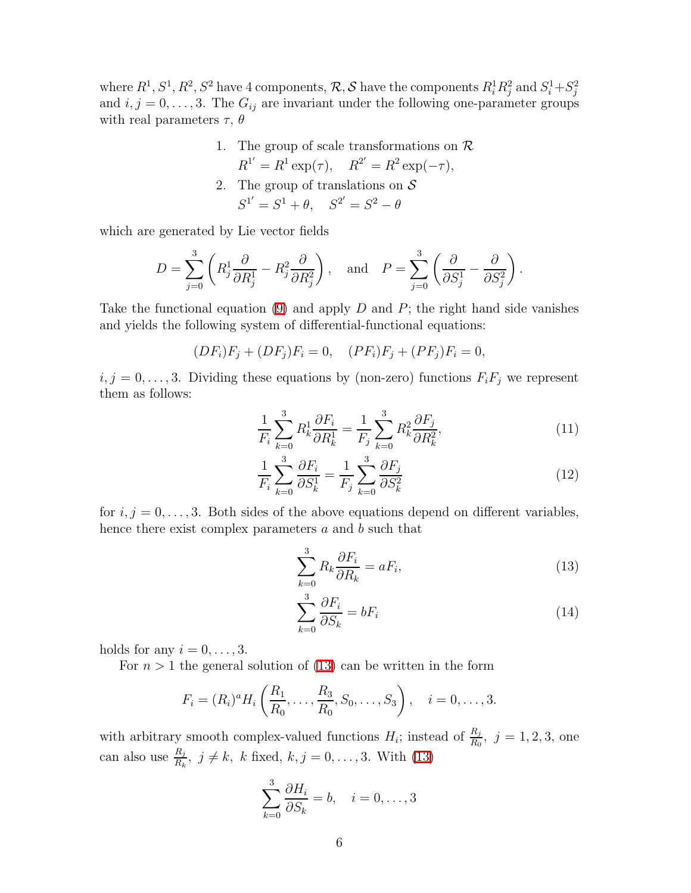where $R^1, S^1, R^2, S^2$ have 4 components, $\mathcal{R}, \mathcal{S}$ have the components $R^1_i R^2_j$ and $S^1_i + S^2_j$ and $i, j = 0, \ldots, 3$. The $G_{ij}$ are invariant under the following one-parameter groups with real parameters $\tau$, $\theta$

1. The group of scale transformations on $\mathcal{R}$
   $R^{1'} = R^1 \exp(\tau), \quad R^{2'} = R^2 \exp(-\tau),$
2. The group of translations on $\mathcal{S}$
   $S^{1'} = S^1 + \theta, \quad S^{2'} = S^2 - \theta$

which are generated by Lie vector fields

$$D = \sum_{j=0}^{3} \left( R^1_j \frac{\partial}{\partial R^1_j} - R^2_j \frac{\partial}{\partial R^2_j} \right), \quad \text{and} \quad P = \sum_{j=0}^{3} \left( \frac{\partial}{\partial S^1_j} - \frac{\partial}{\partial S^2_j} \right).$$

Take the functional equation (9) and apply $D$ and $P$; the right hand side vanishes and yields the following system of differential-functional equations:

$$(DF_i)F_j + (DF_j)F_i = 0, \quad (PF_i)F_j + (PF_j)F_i = 0,$$

$i, j = 0, \ldots, 3$. Dividing these equations by (non-zero) functions $F_i F_j$ we represent them as follows:

$$\frac{1}{F_i} \sum_{k=0}^{3} R^1_k \frac{\partial F_i}{\partial R^1_k} = \frac{1}{F_j} \sum_{k=0}^{3} R^2_k \frac{\partial F_j}{\partial R^2_k}, \tag{11}$$

$$\frac{1}{F_i} \sum_{k=0}^{3} \frac{\partial F_i}{\partial S^1_k} = \frac{1}{F_j} \sum_{k=0}^{3} \frac{\partial F_j}{\partial S^2_k} \tag{12}$$

for $i, j = 0, \ldots, 3$. Both sides of the above equations depend on different variables, hence there exist complex parameters $a$ and $b$ such that

$$\sum_{k=0}^{3} R_k \frac{\partial F_i}{\partial R_k} = a F_i, \tag{13}$$

$$\sum_{k=0}^{3} \frac{\partial F_i}{\partial S_k} = b F_i \tag{14}$$

holds for any $i = 0, \ldots, 3$.

For $n > 1$ the general solution of (13) can be written in the form

$$F_i = (R_i)^a H_i \left( \frac{R_1}{R_0}, \ldots, \frac{R_3}{R_0}, S_0, \ldots, S_3 \right), \quad i = 0, \ldots, 3.$$

with arbitrary smooth complex-valued functions $H_i$; instead of $\frac{R_j}{R_0}$, $j = 1, 2, 3$, one can also use $\frac{R_j}{R_k}$, $j \neq k$, $k$ fixed, $k, j = 0, \ldots, 3$. With (13)

$$\sum_{k=0}^{3} \frac{\partial H_i}{\partial S_k} = b, \quad i = 0, \ldots, 3$$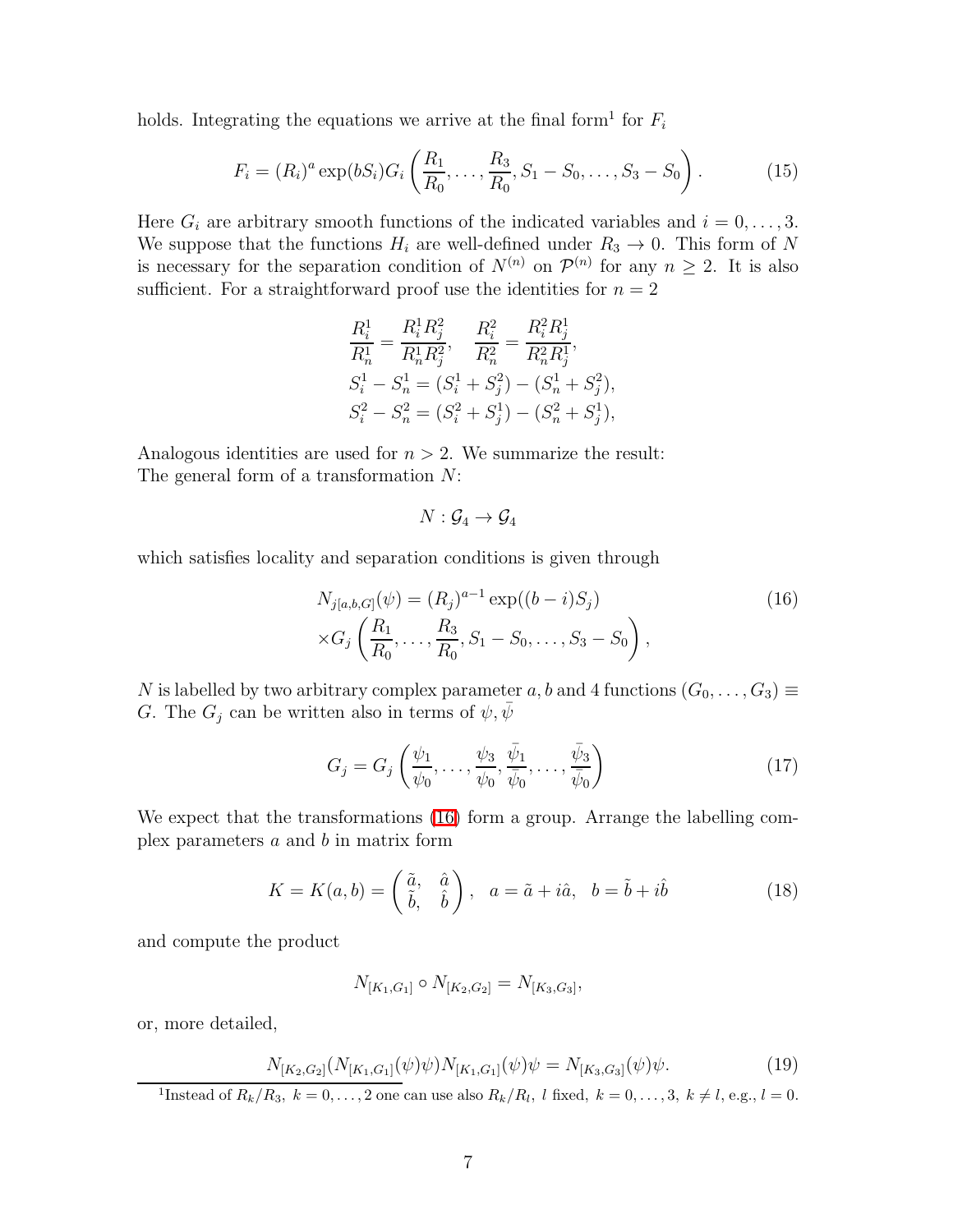holds. Integrating the equations we arrive at the final form[1] for $F_i$

$$F_i = (R_i)^a \exp(bS_i) G_i \left( \frac{R_1}{R_0}, \ldots, \frac{R_3}{R_0}, S_1 - S_0, \ldots, S_3 - S_0 \right). \tag{15}$$

Here $G_i$ are arbitrary smooth functions of the indicated variables and $i = 0, \ldots, 3$. We suppose that the functions $H_i$ are well-defined under $R_3 \to 0$. This form of $N$ is necessary for the separation condition of $N^{(n)}$ on $\mathcal{P}^{(n)}$ for any $n \geq 2$. It is also sufficient. For a straightforward proof use the identities for $n = 2$

$$\begin{aligned}
&\frac{R_i^1}{R_n^1} = \frac{R_i^1 R_j^2}{R_n^1 R_j^2}, \quad \frac{R_i^2}{R_n^2} = \frac{R_i^2 R_j^1}{R_n^2 R_j^1}, \\
&S_i^1 - S_n^1 = (S_i^1 + S_j^2) - (S_n^1 + S_j^2), \\
&S_i^2 - S_n^2 = (S_i^2 + S_j^1) - (S_n^2 + S_j^1),
\end{aligned}$$

Analogous identities are used for $n > 2$. We summarize the result:
The general form of a transformation $N$:

$$N : \mathcal{G}_4 \to \mathcal{G}_4$$

which satisfies locality and separation conditions is given through

$$\begin{aligned}
N_{j[a,b,G]}(\psi) &= (R_j)^{a-1} \exp((b - i)S_j) \\
&\times G_j \left( \frac{R_1}{R_0}, \ldots, \frac{R_3}{R_0}, S_1 - S_0, \ldots, S_3 - S_0 \right),
\end{aligned} \tag{16}$$

$N$ is labelled by two arbitrary complex parameter $a, b$ and 4 functions $(G_0, \ldots, G_3) \equiv G$. The $G_j$ can be written also in terms of $\psi, \bar{\psi}$

$$G_j = G_j \left( \frac{\psi_1}{\psi_0}, \ldots, \frac{\psi_3}{\psi_0}, \frac{\bar{\psi}_1}{\bar{\psi}_0}, \ldots, \frac{\bar{\psi}_3}{\bar{\psi}_0} \right) \tag{17}$$

We expect that the transformations (16) form a group. Arrange the labelling complex parameters $a$ and $b$ in matrix form

$$K = K(a, b) = \begin{pmatrix} \tilde{a}, & \hat{a} \\ \tilde{b}, & \hat{b} \end{pmatrix}, \quad a = \tilde{a} + i\hat{a}, \quad b = \tilde{b} + i\hat{b} \tag{18}$$

and compute the product

$$N_{[K_1,G_1]} \circ N_{[K_2,G_2]} = N_{[K_3,G_3]},$$

or, more detailed,

$$N_{[K_2,G_2]}(N_{[K_1,G_1]}(\psi)\psi) N_{[K_1,G_1]}(\psi)\psi = N_{[K_3,G_3]}(\psi)\psi. \tag{19}$$

[1] Instead of $R_k/R_3$, $k = 0, \ldots, 2$ one can use also $R_k/R_l$, $l$ fixed, $k = 0, \ldots, 3$, $k \neq l$, e.g., $l = 0$.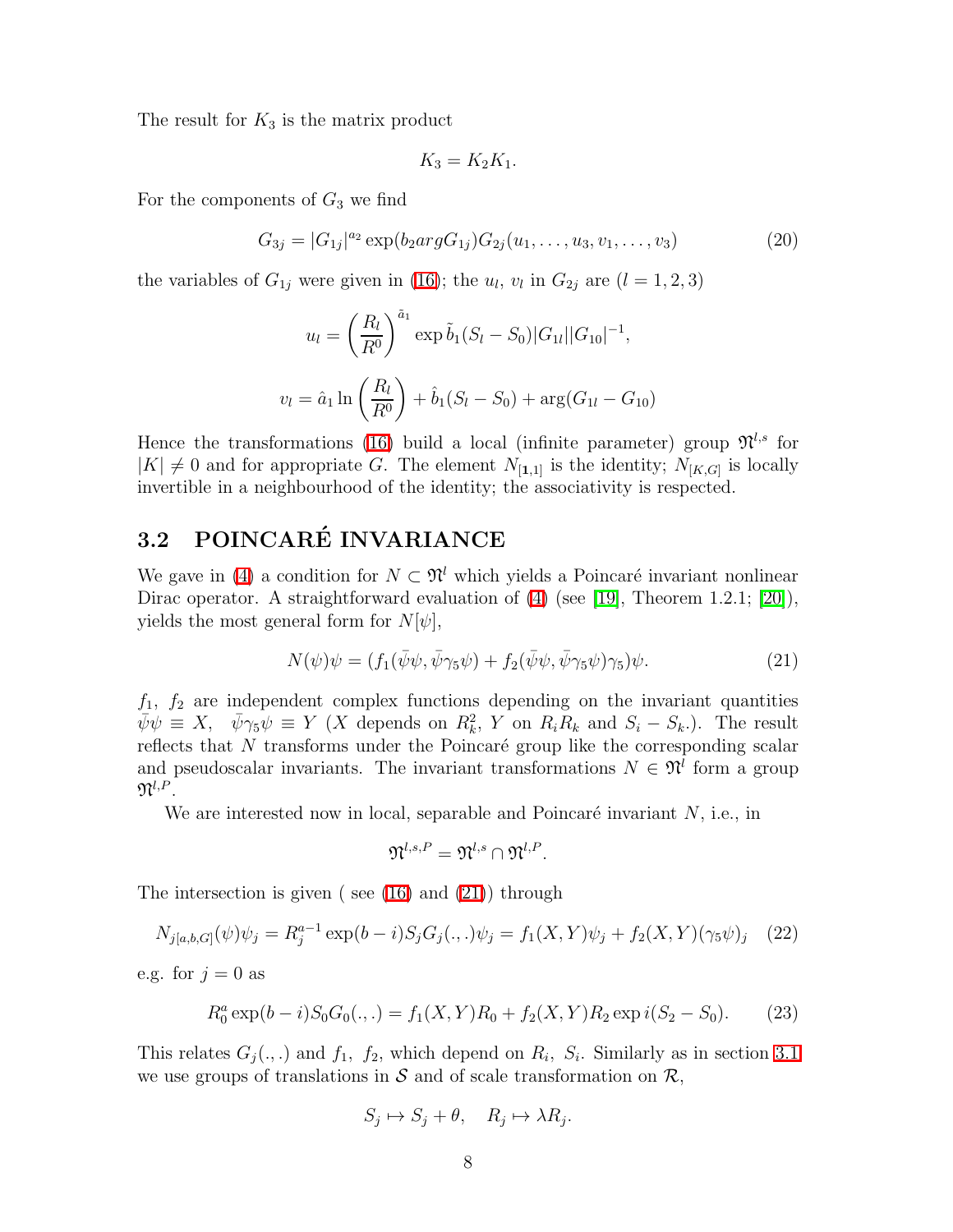The result for $K_3$ is the matrix product

$$K_3 = K_2 K_1.$$

For the components of $G_3$ we find

$$G_{3j} = |G_{1j}|^{a_2} \exp(b_2 arg G_{1j}) G_{2j}(u_1, \ldots, u_3, v_1, \ldots, v_3) \tag{20}$$

the variables of $G_{1j}$ were given in (16); the $u_l$, $v_l$ in $G_{2j}$ are ($l = 1, 2, 3$)

$$u_l = \left(\frac{R_l}{R^0}\right)^{\tilde{a}_1} \exp \tilde{b}_1 (S_l - S_0) |G_{1l}||G_{10}|^{-1},$$

$$v_l = \hat{a}_1 \ln \left(\frac{R_l}{R^0}\right) + \hat{b}_1 (S_l - S_0) + \arg(G_{1l} - G_{10})$$

Hence the transformations (16) build a local (infinite parameter) group $\mathfrak{N}^{l,s}$ for $|K| \neq 0$ and for appropriate $G$. The element $N_{[\mathbf{1},1]}$ is the identity; $N_{[K,G]}$ is locally invertible in a neighbourhood of the identity; the associativity is respected.

### 3.2 POINCARÉ INVARIANCE

We gave in (4) a condition for $N \subset \mathfrak{N}^l$ which yields a Poincaré invariant nonlinear Dirac operator. A straightforward evaluation of (4) (see [19], Theorem 1.2.1; [20]), yields the most general form for $N[\psi]$,

$$N(\psi)\psi = (f_1(\bar{\psi}\psi, \bar{\psi}\gamma_5\psi) + f_2(\bar{\psi}\psi, \bar{\psi}\gamma_5\psi)\gamma_5)\psi. \tag{21}$$

$f_1$, $f_2$ are independent complex functions depending on the invariant quantities $\bar{\psi}\psi \equiv X$, $\bar{\psi}\gamma_5\psi \equiv Y$ ($X$ depends on $R_k^2$, $Y$ on $R_i R_k$ and $S_i - S_k$.). The result reflects that $N$ transforms under the Poincaré group like the corresponding scalar and pseudoscalar invariants. The invariant transformations $N \in \mathfrak{N}^l$ form a group $\mathfrak{N}^{l,P}$.

We are interested now in local, separable and Poincaré invariant $N$, i.e., in

$$\mathfrak{N}^{l,s,P} = \mathfrak{N}^{l,s} \cap \mathfrak{N}^{l,P}.$$

The intersection is given ( see (16) and (21)) through

$$N_{j[a,b,G]}(\psi)\psi_j = R_j^{a-1} \exp(b-i) S_j G_j(.,.)\psi_j = f_1(X,Y)\psi_j + f_2(X,Y)(\gamma_5\psi)_j \tag{22}$$

e.g. for $j = 0$ as

$$R_0^a \exp(b-i) S_0 G_0(.,.) = f_1(X,Y) R_0 + f_2(X,Y) R_2 \exp i(S_2 - S_0). \tag{23}$$

This relates $G_j(.,.)$ and $f_1$, $f_2$, which depend on $R_i$, $S_i$. Similarly as in section 3.1 we use groups of translations in $\mathcal{S}$ and of scale transformation on $\mathcal{R}$,

$$S_j \mapsto S_j + \theta, \quad R_j \mapsto \lambda R_j.$$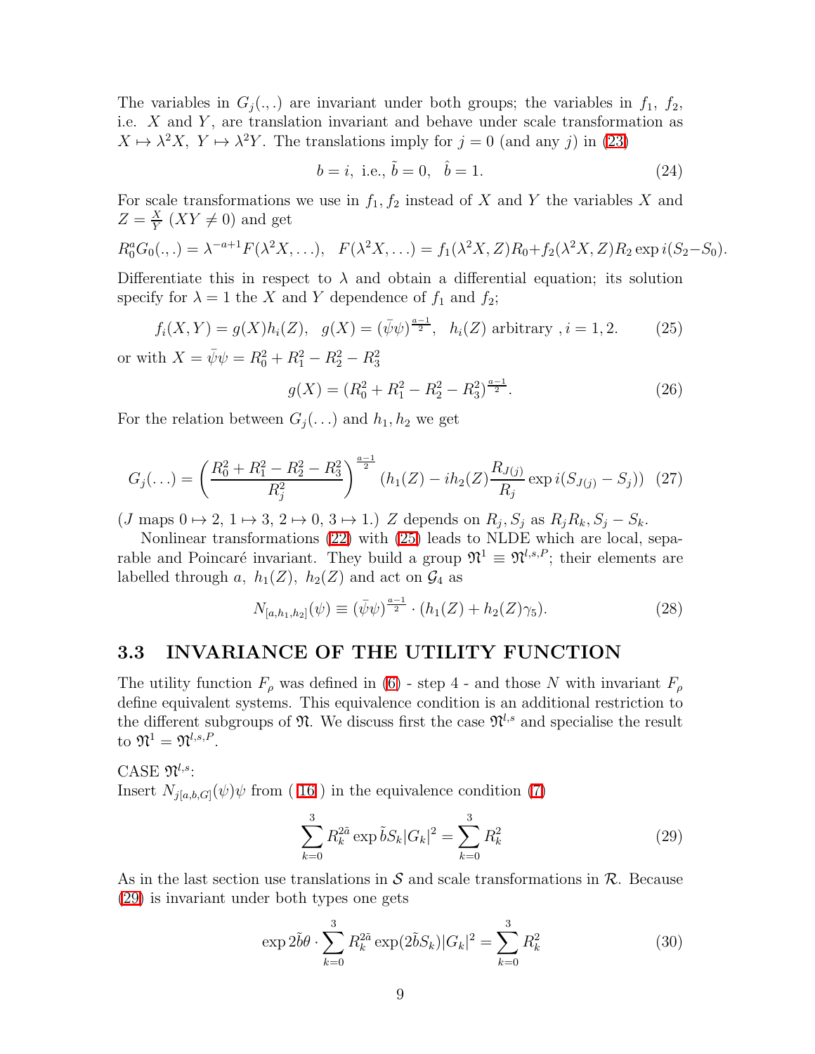The variables in $G_j(.,.)$ are invariant under both groups; the variables in $f_1$, $f_2$, i.e. $X$ and $Y$, are translation invariant and behave under scale transformation as $X \mapsto \lambda^2 X$, $Y \mapsto \lambda^2 Y$. The translations imply for $j = 0$ (and any $j$) in (23)

$$b = i, \text{ i.e., } \tilde{b} = 0, \quad \hat{b} = 1. \tag{24}$$

For scale transformations we use in $f_1, f_2$ instead of $X$ and $Y$ the variables $X$ and $Z = \frac{X}{Y}$ $(XY \neq 0)$ and get

$$R_0^a G_0(.,.) = \lambda^{-a+1} F(\lambda^2 X, \ldots), \quad F(\lambda^2 X, \ldots) = f_1(\lambda^2 X, Z) R_0 + f_2(\lambda^2 X, Z) R_2 \exp i(S_2 - S_0).$$

Differentiate this in respect to $\lambda$ and obtain a differential equation; its solution specify for $\lambda = 1$ the $X$ and $Y$ dependence of $f_1$ and $f_2$;

$$f_i(X, Y) = g(X) h_i(Z), \quad g(X) = (\bar{\psi}\psi)^{\frac{a-1}{2}}, \quad h_i(Z) \text{ arbitrary }, i = 1, 2. \tag{25}$$

or with $X = \bar{\psi}\psi = R_0^2 + R_1^2 - R_2^2 - R_3^2$

$$g(X) = (R_0^2 + R_1^2 - R_2^2 - R_3^2)^{\frac{a-1}{2}}. \tag{26}$$

For the relation between $G_j(\ldots)$ and $h_1, h_2$ we get

$$G_j(\ldots) = \left( \frac{R_0^2 + R_1^2 - R_2^2 - R_3^2}{R_j^2} \right)^{\frac{a-1}{2}} \left( h_1(Z) - i h_2(Z) \frac{R_{J(j)}}{R_j} \exp i(S_{J(j)} - S_j) \right) \tag{27}$$

($J$ maps $0 \mapsto 2$, $1 \mapsto 3$, $2 \mapsto 0$, $3 \mapsto 1$.) $Z$ depends on $R_j, S_j$ as $R_j R_k$, $S_j - S_k$.

Nonlinear transformations (22) with (25) leads to NLDE which are local, separable and Poincaré invariant. They build a group $\mathfrak{N}^1 \equiv \mathfrak{N}^{l,s,P}$; their elements are labelled through $a$, $h_1(Z)$, $h_2(Z)$ and act on $\mathcal{G}_4$ as

$$N_{[a,h_1,h_2]}(\psi) \equiv (\bar{\psi}\psi)^{\frac{a-1}{2}} \cdot (h_1(Z) + h_2(Z)\gamma_5). \tag{28}$$

## 3.3 INVARIANCE OF THE UTILITY FUNCTION

The utility function $F_\rho$ was defined in (6) - step 4 - and those $N$ with invariant $F_\rho$ define equivalent systems. This equivalence condition is an additional restriction to the different subgroups of $\mathfrak{N}$. We discuss first the case $\mathfrak{N}^{l,s}$ and specialise the result to $\mathfrak{N}^1 = \mathfrak{N}^{l,s,P}$.

CASE $\mathfrak{N}^{l,s}$:
Insert $N_{j[a,b,G]}(\psi)\psi$ from ( 16 ) in the equivalence condition (7)

$$\sum_{k=0}^{3} R_k^{2\tilde{a}} \exp \tilde{b} S_k |G_k|^2 = \sum_{k=0}^{3} R_k^2 \tag{29}$$

As in the last section use translations in $\mathcal{S}$ and scale transformations in $\mathcal{R}$. Because (29) is invariant under both types one gets

$$\exp 2\tilde{b}\theta \cdot \sum_{k=0}^{3} R_k^{2\tilde{a}} \exp(2\tilde{b} S_k) |G_k|^2 = \sum_{k=0}^{3} R_k^2 \tag{30}$$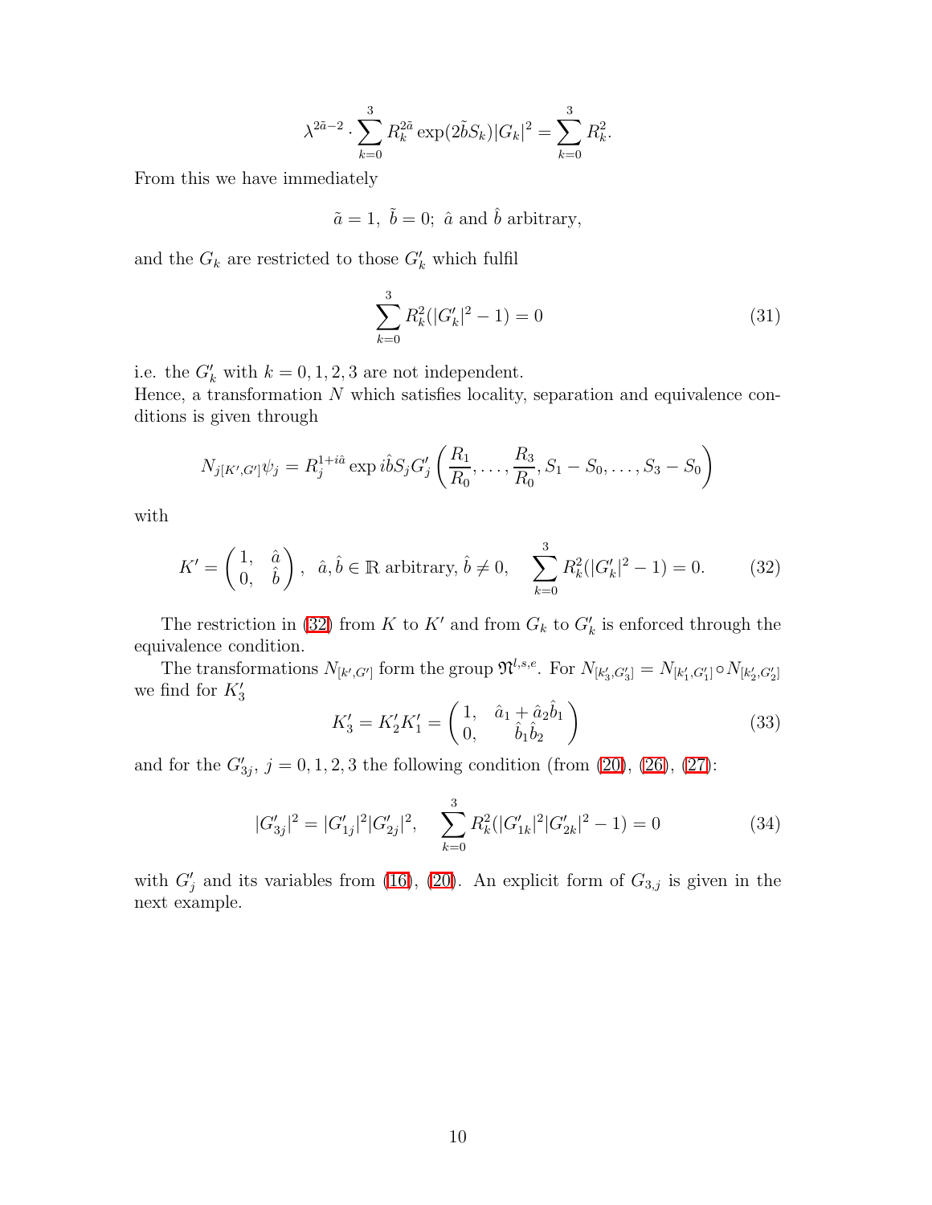$$\lambda^{2\tilde{a}-2} \cdot \sum_{k=0}^{3} R_k^{2\tilde{a}} \exp(2\tilde{b}S_k)|G_k|^2 = \sum_{k=0}^{3} R_k^2.$$

From this we have immediately

$$\tilde{a} = 1,\ \tilde{b} = 0;\ \hat{a} \text{ and } \hat{b} \text{ arbitrary},$$

and the $G_k$ are restricted to those $G'_k$ which fulfil

$$\sum_{k=0}^{3} R_k^2(|G'_k|^2 - 1) = 0 \tag{31}$$

i.e. the $G'_k$ with $k = 0, 1, 2, 3$ are not independent.
Hence, a transformation $N$ which satisfies locality, separation and equivalence conditions is given through

$$N_{j[K',G']}\psi_j = R_j^{1+i\hat{a}} \exp i\hat{b}S_j G'_j \left(\frac{R_1}{R_0}, \ldots, \frac{R_3}{R_0}, S_1 - S_0, \ldots, S_3 - S_0\right)$$

with

$$K' = \begin{pmatrix} 1, & \hat{a} \\ 0, & \hat{b} \end{pmatrix},\ \ \hat{a}, \hat{b} \in \mathbb{R} \text{ arbitrary}, \hat{b} \neq 0, \quad \sum_{k=0}^{3} R_k^2(|G'_k|^2 - 1) = 0. \tag{32}$$

The restriction in (32) from $K$ to $K'$ and from $G_k$ to $G'_k$ is enforced through the equivalence condition.

The transformations $N_{[k',G']}$ form the group $\mathfrak{N}^{l,s,e}$. For $N_{[k'_3,G'_3]} = N_{[k'_1,G'_1]} \circ N_{[k'_2,G'_2]}$ we find for $K'_3$

$$K'_3 = K'_2 K'_1 = \begin{pmatrix} 1, & \hat{a}_1 + \hat{a}_2\hat{b}_1 \\ 0, & \hat{b}_1\hat{b}_2 \end{pmatrix} \tag{33}$$

and for the $G'_{3j},\ j = 0, 1, 2, 3$ the following condition (from (20), (26), (27):

$$|G'_{3j}|^2 = |G'_{1j}|^2 |G'_{2j}|^2, \quad \sum_{k=0}^{3} R_k^2(|G'_{1k}|^2 |G'_{2k}|^2 - 1) = 0 \tag{34}$$

with $G'_j$ and its variables from (16), (20). An explicit form of $G_{3,j}$ is given in the next example.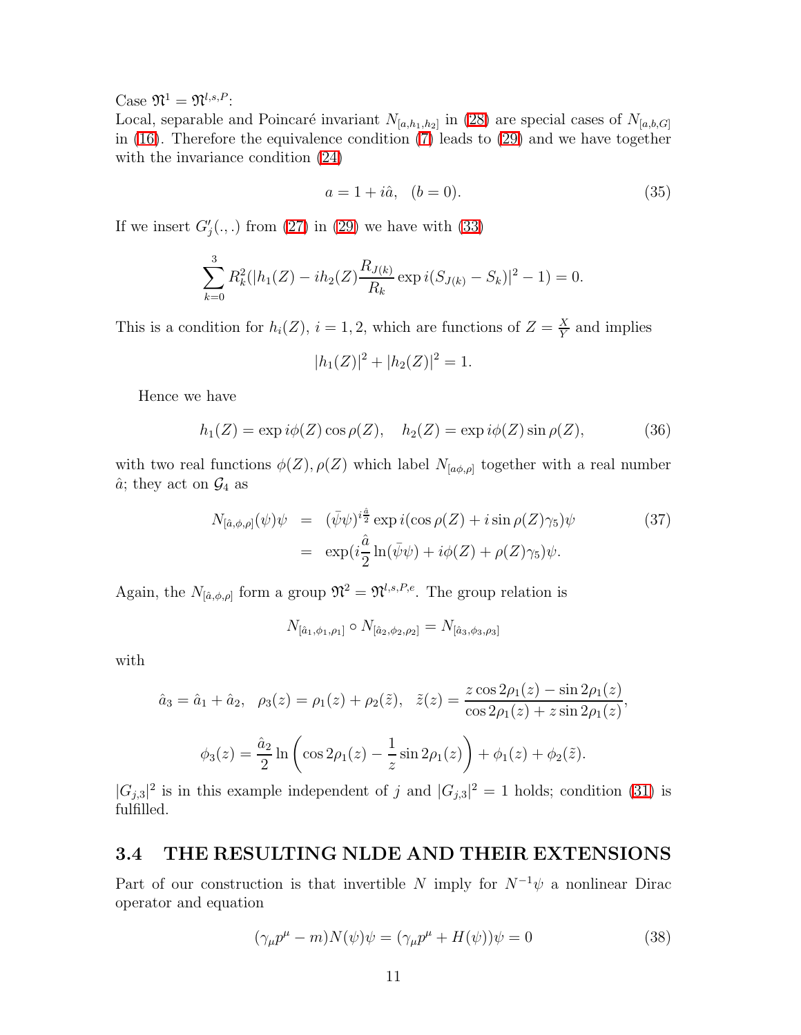Case $\mathfrak{N}^1 = \mathfrak{N}^{l,s,P}$:
Local, separable and Poincaré invariant $N_{[a,h_1,h_2]}$ in (28) are special cases of $N_{[a,b,G]}$ in (16). Therefore the equivalence condition (7) leads to (29) and we have together with the invariance condition (24)

$$a = 1 + i\hat{a}, \quad (b = 0). \tag{35}$$

If we insert $G'_j(.,.)$ from (27) in (29) we have with (33)

$$\sum_{k=0}^{3} R_k^2 (|h_1(Z) - i h_2(Z) \frac{R_{J(k)}}{R_k} \exp i(S_{J(k)} - S_k)|^2 - 1) = 0.$$

This is a condition for $h_i(Z)$, $i = 1, 2$, which are functions of $Z = \frac{X}{Y}$ and implies

$$|h_1(Z)|^2 + |h_2(Z)|^2 = 1.$$

Hence we have

$$h_1(Z) = \exp i\phi(Z) \cos\rho(Z), \quad h_2(Z) = \exp i\phi(Z) \sin\rho(Z), \tag{36}$$

with two real functions $\phi(Z), \rho(Z)$ which label $N_{[a\phi,\rho]}$ together with a real number $\hat{a}$; they act on $\mathcal{G}_4$ as

$$\begin{aligned} N_{[\hat{a},\phi,\rho]}(\psi)\psi &= (\bar{\psi}\psi)^{i\frac{\hat{a}}{2}} \exp i(\cos\rho(Z) + i \sin\rho(Z)\gamma_5)\psi \\ &= \exp(i\frac{\hat{a}}{2}\ln(\bar{\psi}\psi) + i\phi(Z) + \rho(Z)\gamma_5)\psi. \end{aligned} \tag{37}$$

Again, the $N_{[\hat{a},\phi,\rho]}$ form a group $\mathfrak{N}^2 = \mathfrak{N}^{l,s,P,e}$. The group relation is

$$N_{[\hat{a}_1,\phi_1,\rho_1]} \circ N_{[\hat{a}_2,\phi_2,\rho_2]} = N_{[\hat{a}_3,\phi_3,\rho_3]}$$

with

$$\hat{a}_3 = \hat{a}_1 + \hat{a}_2, \quad \rho_3(z) = \rho_1(z) + \rho_2(\tilde{z}), \quad \tilde{z}(z) = \frac{z\cos 2\rho_1(z) - \sin 2\rho_1(z)}{\cos 2\rho_1(z) + z \sin 2\rho_1(z)},$$

$$\phi_3(z) = \frac{\hat{a}_2}{2} \ln\left(\cos 2\rho_1(z) - \frac{1}{z}\sin 2\rho_1(z)\right) + \phi_1(z) + \phi_2(\tilde{z}).$$

$|G_{j,3}|^2$ is in this example independent of $j$ and $|G_{j,3}|^2 = 1$ holds; condition (31) is fulfilled.

### 3.4 THE RESULTING NLDE AND THEIR EXTENSIONS

Part of our construction is that invertible $N$ imply for $N^{-1}\psi$ a nonlinear Dirac operator and equation

$$(\gamma_\mu p^\mu - m)N(\psi)\psi = (\gamma_\mu p^\mu + H(\psi))\psi = 0 \tag{38}$$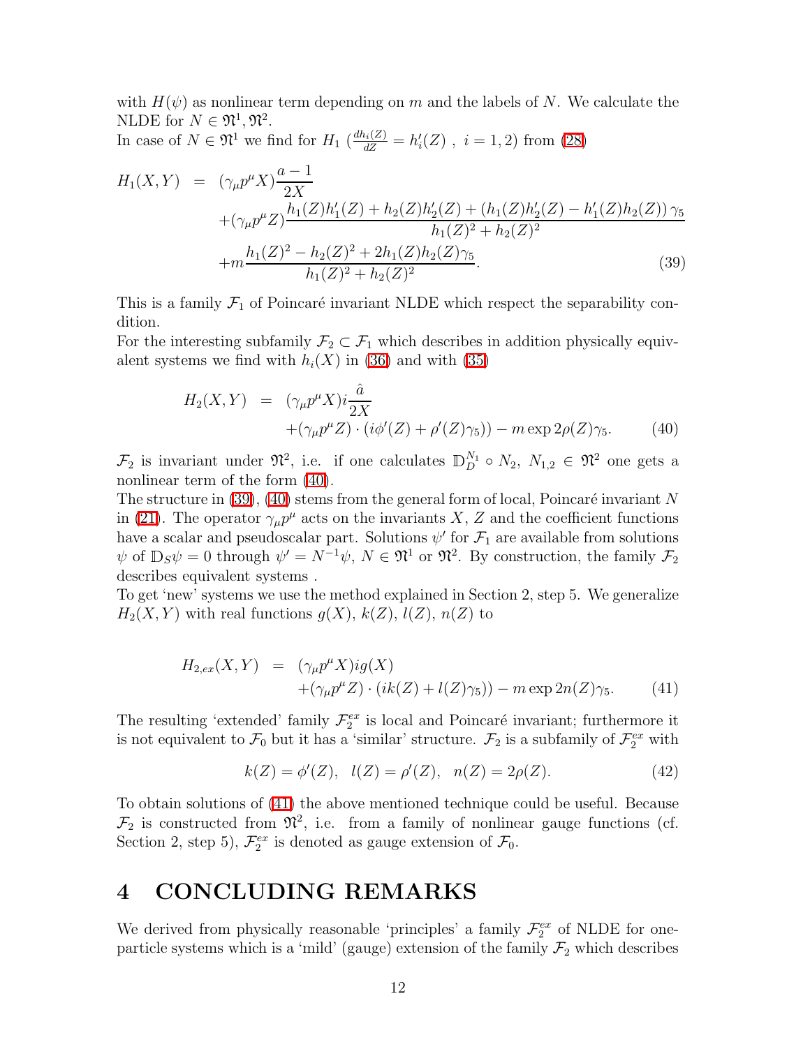with $H(\psi)$ as nonlinear term depending on $m$ and the labels of $N$. We calculate the NLDE for $N \in \mathfrak{N}^1, \mathfrak{N}^2$.
In case of $N \in \mathfrak{N}^1$ we find for $H_1$ ($\frac{dh_i(Z)}{dZ} = h_i'(Z)$ , $i = 1, 2$) from (28)

$$
\begin{aligned}
H_1(X,Y) &= (\gamma_\mu p^\mu X)\frac{a-1}{2X} \\
&\quad + (\gamma_\mu p^\mu Z)\frac{h_1(Z)h_1'(Z) + h_2(Z)h_2'(Z) + (h_1(Z)h_2'(Z) - h_1'(Z)h_2(Z))\,\gamma_5}{h_1(Z)^2 + h_2(Z)^2} \\
&\quad + m\frac{h_1(Z)^2 - h_2(Z)^2 + 2h_1(Z)h_2(Z)\gamma_5}{h_1(Z)^2 + h_2(Z)^2}. \qquad (39)
\end{aligned}
$$

This is a family $\mathcal{F}_1$ of Poincaré invariant NLDE which respect the separability condition.
For the interesting subfamily $\mathcal{F}_2 \subset \mathcal{F}_1$ which describes in addition physically equivalent systems we find with $h_i(X)$ in (36) and with (35)

$$
\begin{aligned}
H_2(X,Y) &= (\gamma_\mu p^\mu X) i \frac{\hat{a}}{2X} \\
&\quad + (\gamma_\mu p^\mu Z)\cdot(i\phi'(Z) + \rho'(Z)\gamma_5)) - m \exp 2\rho(Z)\gamma_5. \qquad (40)
\end{aligned}
$$

$\mathcal{F}_2$ is invariant under $\mathfrak{N}^2$, i.e. if one calculates $\mathbb{D}_D^{N_1} \circ N_2$, $N_{1,2} \in \mathfrak{N}^2$ one gets a nonlinear term of the form (40).
The structure in (39), (40) stems from the general form of local, Poincaré invariant $N$ in (21). The operator $\gamma_\mu p^\mu$ acts on the invariants $X$, $Z$ and the coefficient functions have a scalar and pseudoscalar part. Solutions $\psi'$ for $\mathcal{F}_1$ are available from solutions $\psi$ of $\mathbb{D}_S\psi = 0$ through $\psi' = N^{-1}\psi$, $N \in \mathfrak{N}^1$ or $\mathfrak{N}^2$. By construction, the family $\mathcal{F}_2$ describes equivalent systems .
To get 'new' systems we use the method explained in Section 2, step 5. We generalize $H_2(X,Y)$ with real functions $g(X)$, $k(Z)$, $l(Z)$, $n(Z)$ to

$$
\begin{aligned}
H_{2,ex}(X,Y) &= (\gamma_\mu p^\mu X) i g(X) \\
&\quad + (\gamma_\mu p^\mu Z)\cdot(ik(Z) + l(Z)\gamma_5)) - m \exp 2n(Z)\gamma_5. \qquad (41)
\end{aligned}
$$

The resulting 'extended' family $\mathcal{F}_2^{ex}$ is local and Poincaré invariant; furthermore it is not equivalent to $\mathcal{F}_0$ but it has a 'similar' structure. $\mathcal{F}_2$ is a subfamily of $\mathcal{F}_2^{ex}$ with

$$
k(Z) = \phi'(Z), \quad l(Z) = \rho'(Z), \quad n(Z) = 2\rho(Z). \qquad (42)
$$

To obtain solutions of (41) the above mentioned technique could be useful. Because $\mathcal{F}_2$ is constructed from $\mathfrak{N}^2$, i.e. from a family of nonlinear gauge functions (cf. Section 2, step 5), $\mathcal{F}_2^{ex}$ is denoted as gauge extension of $\mathcal{F}_0$.

# 4 CONCLUDING REMARKS

We derived from physically reasonable 'principles' a family $\mathcal{F}_2^{ex}$ of NLDE for one-particle systems which is a 'mild' (gauge) extension of the family $\mathcal{F}_2$ which describes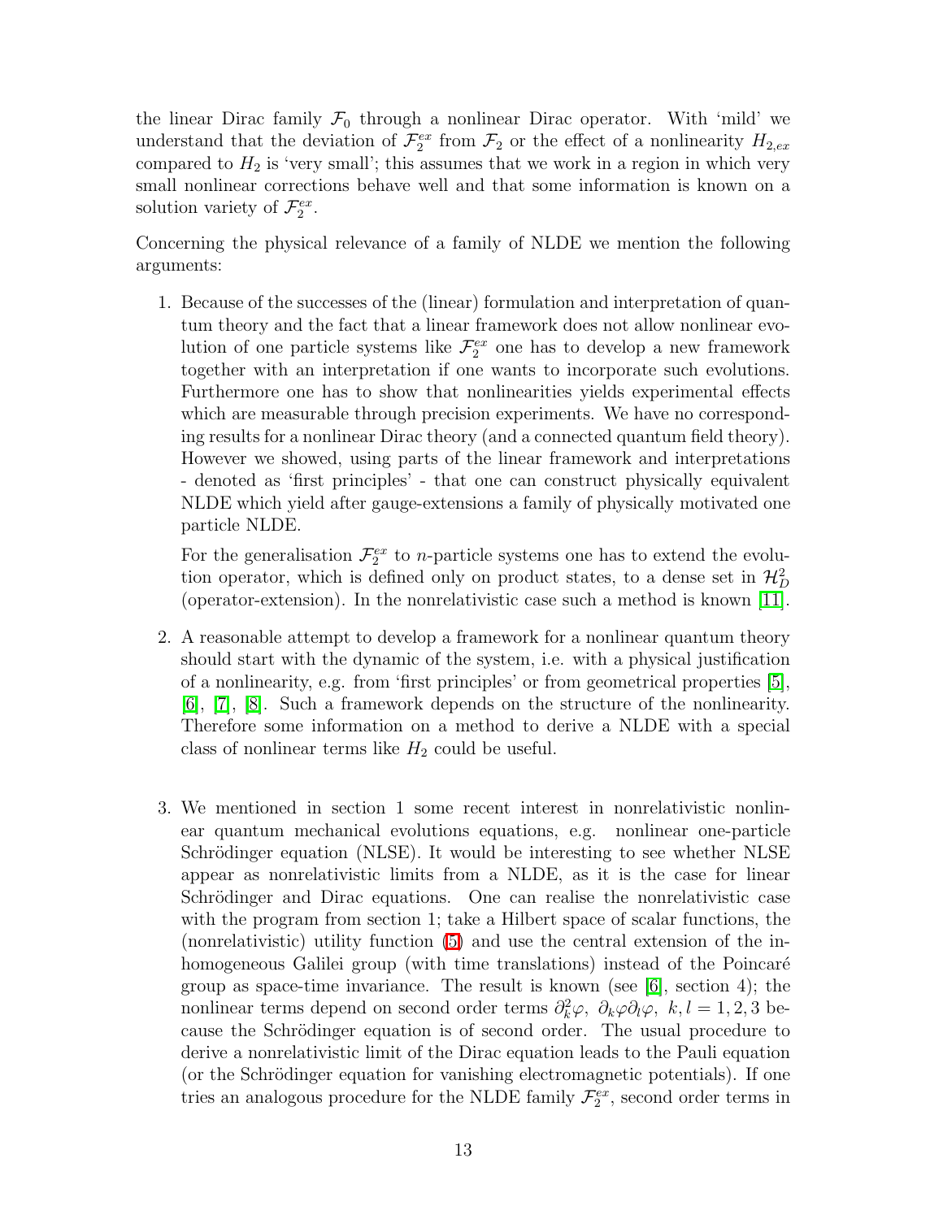the linear Dirac family $\mathcal{F}_0$ through a nonlinear Dirac operator. With 'mild' we understand that the deviation of $\mathcal{F}_2^{ex}$ from $\mathcal{F}_2$ or the effect of a nonlinearity $H_{2,ex}$ compared to $H_2$ is 'very small'; this assumes that we work in a region in which very small nonlinear corrections behave well and that some information is known on a solution variety of $\mathcal{F}_2^{ex}$.

Concerning the physical relevance of a family of NLDE we mention the following arguments:

1. Because of the successes of the (linear) formulation and interpretation of quantum theory and the fact that a linear framework does not allow nonlinear evolution of one particle systems like $\mathcal{F}_2^{ex}$ one has to develop a new framework together with an interpretation if one wants to incorporate such evolutions. Furthermore one has to show that nonlinearities yields experimental effects which are measurable through precision experiments. We have no corresponding results for a nonlinear Dirac theory (and a connected quantum field theory). However we showed, using parts of the linear framework and interpretations - denoted as 'first principles' - that one can construct physically equivalent NLDE which yield after gauge-extensions a family of physically motivated one particle NLDE.

   For the generalisation $\mathcal{F}_2^{ex}$ to $n$-particle systems one has to extend the evolution operator, which is defined only on product states, to a dense set in $\mathcal{H}_D^2$ (operator-extension). In the nonrelativistic case such a method is known [11].

2. A reasonable attempt to develop a framework for a nonlinear quantum theory should start with the dynamic of the system, i.e. with a physical justification of a nonlinearity, e.g. from 'first principles' or from geometrical properties [5], [6], [7], [8]. Such a framework depends on the structure of the nonlinearity. Therefore some information on a method to derive a NLDE with a special class of nonlinear terms like $H_2$ could be useful.

3. We mentioned in section 1 some recent interest in nonrelativistic nonlinear quantum mechanical evolutions equations, e.g. nonlinear one-particle Schrödinger equation (NLSE). It would be interesting to see whether NLSE appear as nonrelativistic limits from a NLDE, as it is the case for linear Schrödinger and Dirac equations. One can realise the nonrelativistic case with the program from section 1; take a Hilbert space of scalar functions, the (nonrelativistic) utility function (5) and use the central extension of the inhomogeneous Galilei group (with time translations) instead of the Poincaré group as space-time invariance. The result is known (see [6], section 4); the nonlinear terms depend on second order terms $\partial_k^2\varphi,\ \partial_k\varphi\partial_l\varphi,\ k,l = 1,2,3$ because the Schrödinger equation is of second order. The usual procedure to derive a nonrelativistic limit of the Dirac equation leads to the Pauli equation (or the Schrödinger equation for vanishing electromagnetic potentials). If one tries an analogous procedure for the NLDE family $\mathcal{F}_2^{ex}$, second order terms in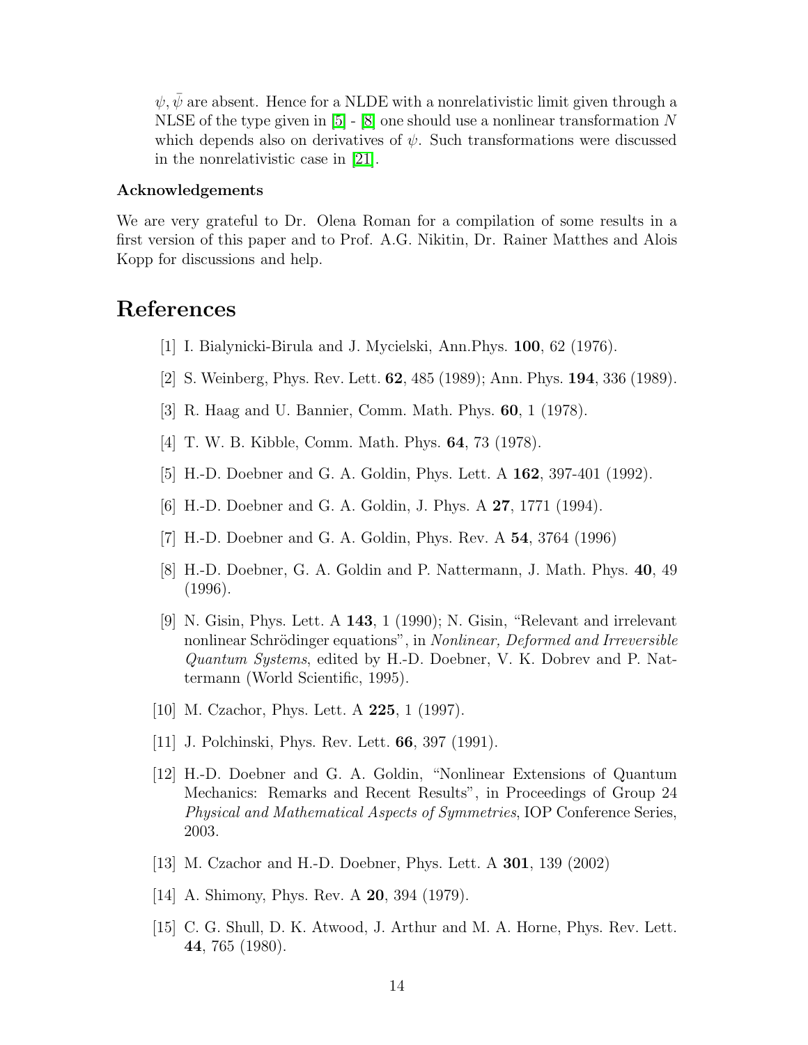$\psi, \bar{\psi}$ are absent. Hence for a NLDE with a nonrelativistic limit given through a NLSE of the type given in [5] - [8] one should use a nonlinear transformation $N$ which depends also on derivatives of $\psi$. Such transformations were discussed in the nonrelativistic case in [21].

### Acknowledgements

We are very grateful to Dr. Olena Roman for a compilation of some results in a first version of this paper and to Prof. A.G. Nikitin, Dr. Rainer Matthes and Alois Kopp for discussions and help.

# References

[1] I. Bialynicki-Birula and J. Mycielski, Ann.Phys. **100**, 62 (1976).

[2] S. Weinberg, Phys. Rev. Lett. **62**, 485 (1989); Ann. Phys. **194**, 336 (1989).

[3] R. Haag and U. Bannier, Comm. Math. Phys. **60**, 1 (1978).

[4] T. W. B. Kibble, Comm. Math. Phys. **64**, 73 (1978).

[5] H.-D. Doebner and G. A. Goldin, Phys. Lett. A **162**, 397-401 (1992).

[6] H.-D. Doebner and G. A. Goldin, J. Phys. A **27**, 1771 (1994).

[7] H.-D. Doebner and G. A. Goldin, Phys. Rev. A **54**, 3764 (1996)

[8] H.-D. Doebner, G. A. Goldin and P. Nattermann, J. Math. Phys. **40**, 49 (1996).

[9] N. Gisin, Phys. Lett. A **143**, 1 (1990); N. Gisin, "Relevant and irrelevant nonlinear Schrödinger equations", in *Nonlinear, Deformed and Irreversible Quantum Systems*, edited by H.-D. Doebner, V. K. Dobrev and P. Nattermann (World Scientific, 1995).

[10] M. Czachor, Phys. Lett. A **225**, 1 (1997).

[11] J. Polchinski, Phys. Rev. Lett. **66**, 397 (1991).

[12] H.-D. Doebner and G. A. Goldin, "Nonlinear Extensions of Quantum Mechanics: Remarks and Recent Results", in Proceedings of Group 24 *Physical and Mathematical Aspects of Symmetries*, IOP Conference Series, 2003.

[13] M. Czachor and H.-D. Doebner, Phys. Lett. A **301**, 139 (2002)

[14] A. Shimony, Phys. Rev. A **20**, 394 (1979).

[15] C. G. Shull, D. K. Atwood, J. Arthur and M. A. Horne, Phys. Rev. Lett. **44**, 765 (1980).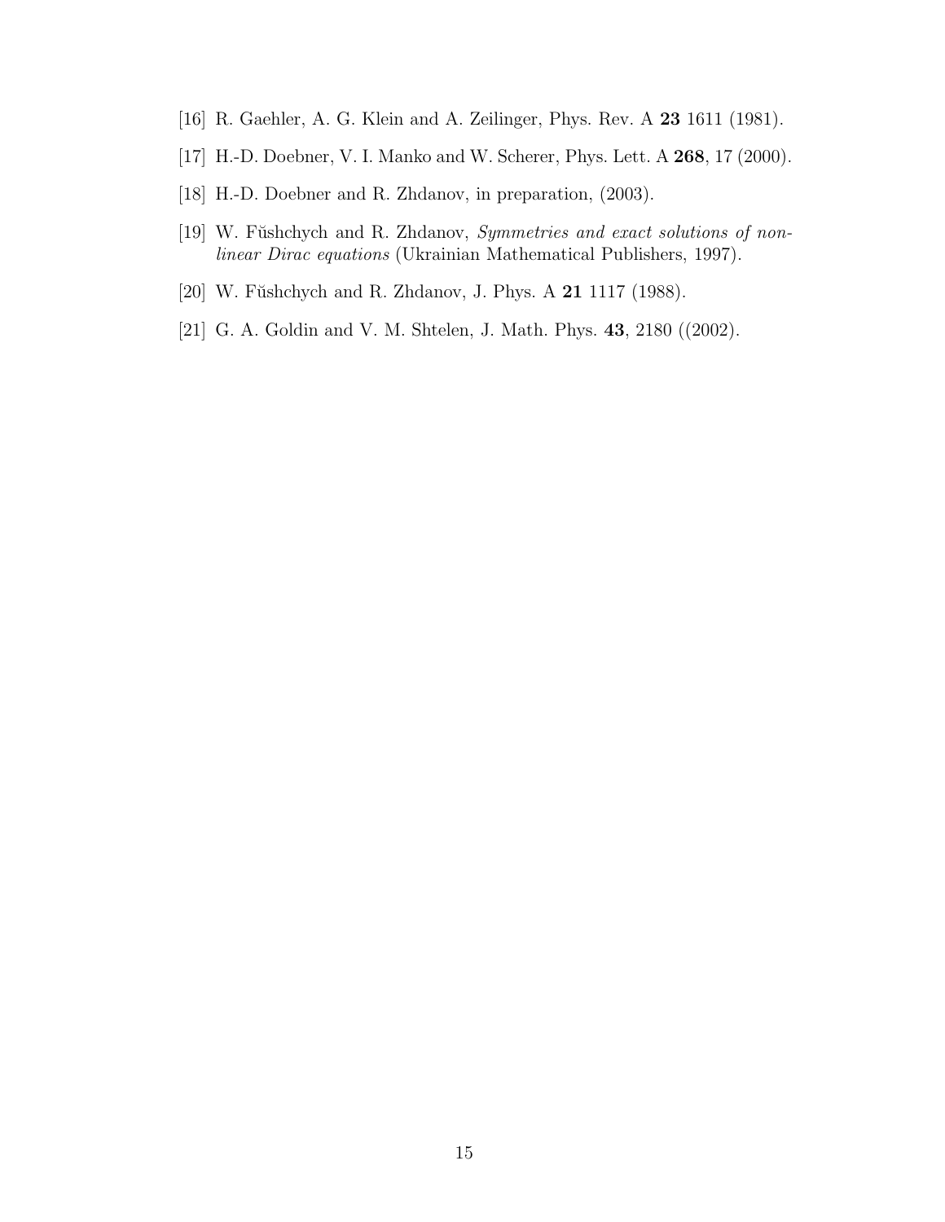[16] R. Gaehler, A. G. Klein and A. Zeilinger, Phys. Rev. A **23** 1611 (1981).

[17] H.-D. Doebner, V. I. Manko and W. Scherer, Phys. Lett. A **268**, 17 (2000).

[18] H.-D. Doebner and R. Zhdanov, in preparation, (2003).

[19] W. Fŭshchych and R. Zhdanov, *Symmetries and exact solutions of nonlinear Dirac equations* (Ukrainian Mathematical Publishers, 1997).

[20] W. Fŭshchych and R. Zhdanov, J. Phys. A **21** 1117 (1988).

[21] G. A. Goldin and V. M. Shtelen, J. Math. Phys. **43**, 2180 ((2002).